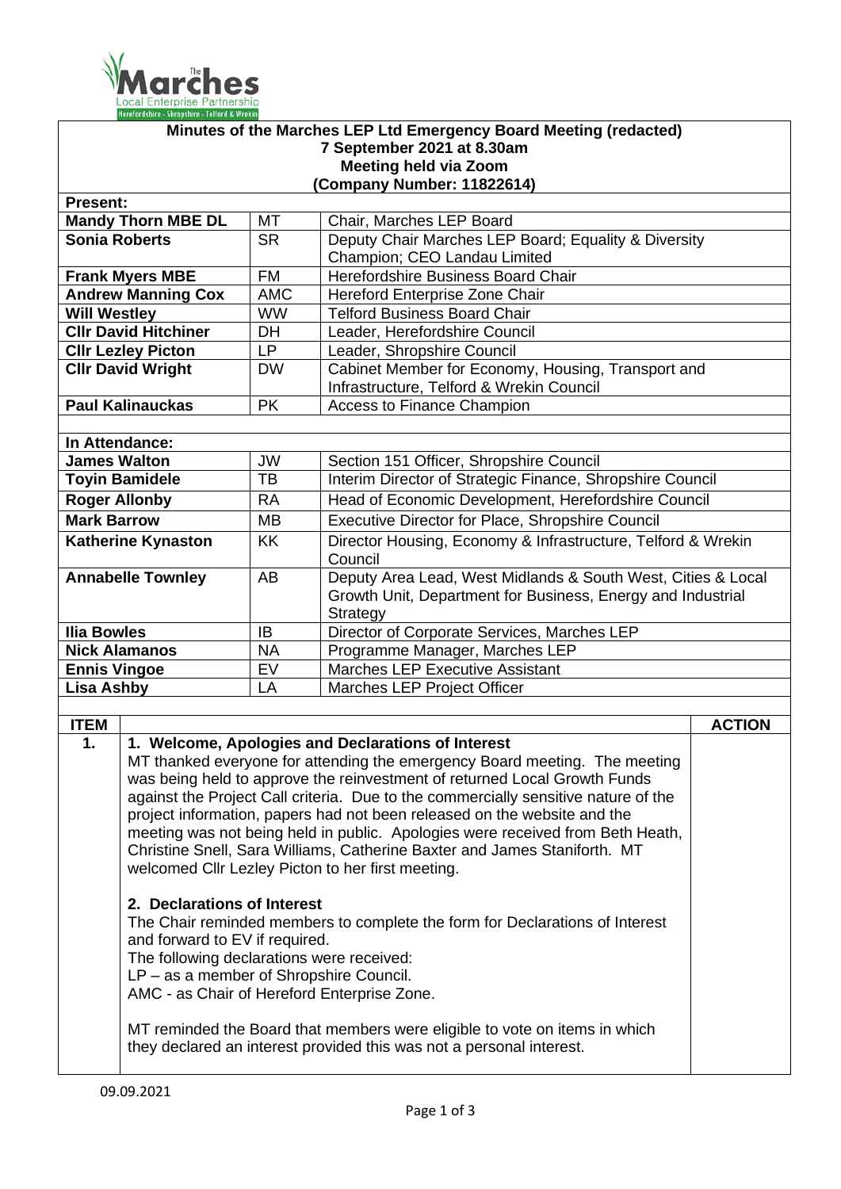**Minutes of the Marches LEP Ltd Emergency Board Meeting (redacted)**
**7 September 2021 at 8.30am**
**Meeting held via Zoom**
**(Company Number: 11822614)**

**Present:**

| | | |
|---|---|---|
| **Mandy Thorn MBE DL** | MT | Chair, Marches LEP Board |
| **Sonia Roberts** | SR | Deputy Chair Marches LEP Board; Equality & Diversity Champion; CEO Landau Limited |
| **Frank Myers MBE** | FM | Herefordshire Business Board Chair |
| **Andrew Manning Cox** | AMC | Hereford Enterprise Zone Chair |
| **Will Westley** | WW | Telford Business Board Chair |
| **Cllr David Hitchiner** | DH | Leader, Herefordshire Council |
| **Cllr Lezley Picton** | LP | Leader, Shropshire Council |
| **Cllr David Wright** | DW | Cabinet Member for Economy, Housing, Transport and Infrastructure, Telford & Wrekin Council |
| **Paul Kalinauckas** | PK | Access to Finance Champion |

**In Attendance:**

| | | |
|---|---|---|
| **James Walton** | JW | Section 151 Officer, Shropshire Council |
| **Toyin Bamidele** | TB | Interim Director of Strategic Finance, Shropshire Council |
| **Roger Allonby** | RA | Head of Economic Development, Herefordshire Council |
| **Mark Barrow** | MB | Executive Director for Place, Shropshire Council |
| **Katherine Kynaston** | KK | Director Housing, Economy & Infrastructure, Telford & Wrekin Council |
| **Annabelle Townley** | AB | Deputy Area Lead, West Midlands & South West, Cities & Local Growth Unit, Department for Business, Energy and Industrial Strategy |
| **Ilia Bowles** | IB | Director of Corporate Services, Marches LEP |
| **Nick Alamanos** | NA | Programme Manager, Marches LEP |
| **Ennis Vingoe** | EV | Marches LEP Executive Assistant |
| **Lisa Ashby** | LA | Marches LEP Project Officer |

| ITEM | | ACTION |
|---|---|---|
| **1.** | **1. Welcome, Apologies and Declarations of Interest**<br>MT thanked everyone for attending the emergency Board meeting. The meeting was being held to approve the reinvestment of returned Local Growth Funds against the Project Call criteria. Due to the commercially sensitive nature of the project information, papers had not been released on the website and the meeting was not being held in public. Apologies were received from Beth Heath, Christine Snell, Sara Williams, Catherine Baxter and James Staniforth. MT welcomed Cllr Lezley Picton to her first meeting.<br><br>**2. Declarations of Interest**<br>The Chair reminded members to complete the form for Declarations of Interest and forward to EV if required.<br>The following declarations were received:<br>LP – as a member of Shropshire Council.<br>AMC - as Chair of Hereford Enterprise Zone.<br><br>MT reminded the Board that members were eligible to vote on items in which they declared an interest provided this was not a personal interest. | |

09.09.2021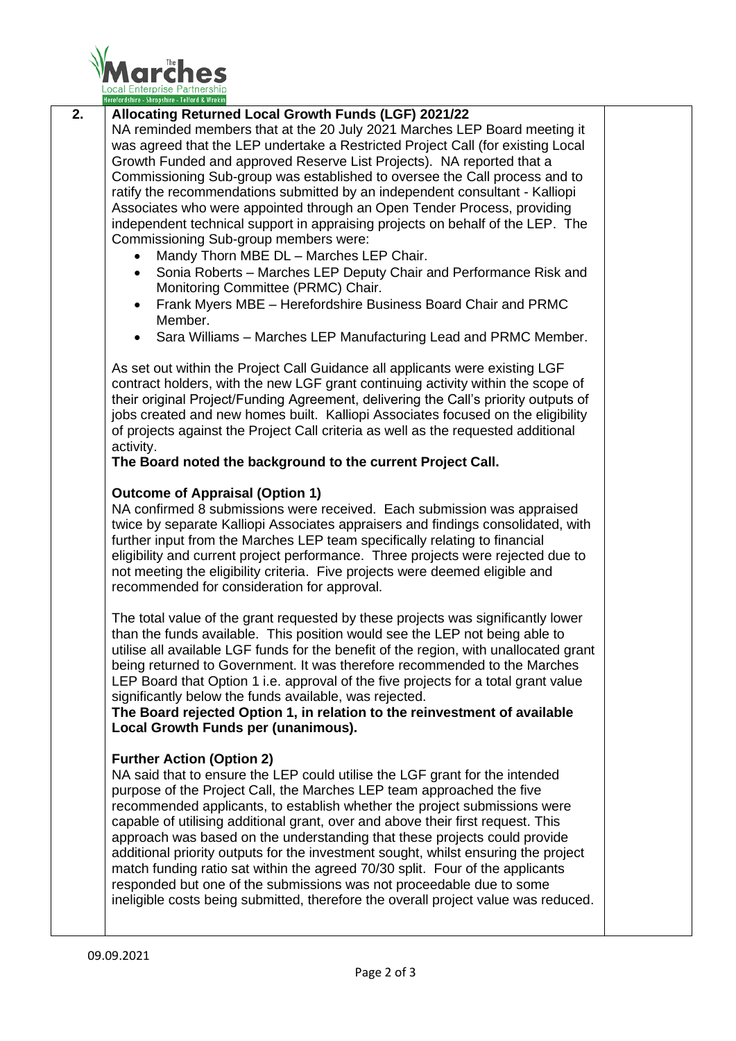**2. Allocating Returned Local Growth Funds (LGF) 2021/22**

NA reminded members that at the 20 July 2021 Marches LEP Board meeting it was agreed that the LEP undertake a Restricted Project Call (for existing Local Growth Funded and approved Reserve List Projects). NA reported that a Commissioning Sub-group was established to oversee the Call process and to ratify the recommendations submitted by an independent consultant - Kalliopi Associates who were appointed through an Open Tender Process, providing independent technical support in appraising projects on behalf of the LEP. The Commissioning Sub-group members were:

- Mandy Thorn MBE DL – Marches LEP Chair.
- Sonia Roberts – Marches LEP Deputy Chair and Performance Risk and Monitoring Committee (PRMC) Chair.
- Frank Myers MBE – Herefordshire Business Board Chair and PRMC Member.
- Sara Williams – Marches LEP Manufacturing Lead and PRMC Member.

As set out within the Project Call Guidance all applicants were existing LGF contract holders, with the new LGF grant continuing activity within the scope of their original Project/Funding Agreement, delivering the Call's priority outputs of jobs created and new homes built. Kalliopi Associates focused on the eligibility of projects against the Project Call criteria as well as the requested additional activity.

**The Board noted the background to the current Project Call.**

**Outcome of Appraisal (Option 1)**

NA confirmed 8 submissions were received. Each submission was appraised twice by separate Kalliopi Associates appraisers and findings consolidated, with further input from the Marches LEP team specifically relating to financial eligibility and current project performance. Three projects were rejected due to not meeting the eligibility criteria. Five projects were deemed eligible and recommended for consideration for approval.

The total value of the grant requested by these projects was significantly lower than the funds available. This position would see the LEP not being able to utilise all available LGF funds for the benefit of the region, with unallocated grant being returned to Government. It was therefore recommended to the Marches LEP Board that Option 1 i.e. approval of the five projects for a total grant value significantly below the funds available, was rejected.

**The Board rejected Option 1, in relation to the reinvestment of available Local Growth Funds per (unanimous).**

**Further Action (Option 2)**

NA said that to ensure the LEP could utilise the LGF grant for the intended purpose of the Project Call, the Marches LEP team approached the five recommended applicants, to establish whether the project submissions were capable of utilising additional grant, over and above their first request. This approach was based on the understanding that these projects could provide additional priority outputs for the investment sought, whilst ensuring the project match funding ratio sat within the agreed 70/30 split. Four of the applicants responded but one of the submissions was not proceedable due to some ineligible costs being submitted, therefore the overall project value was reduced.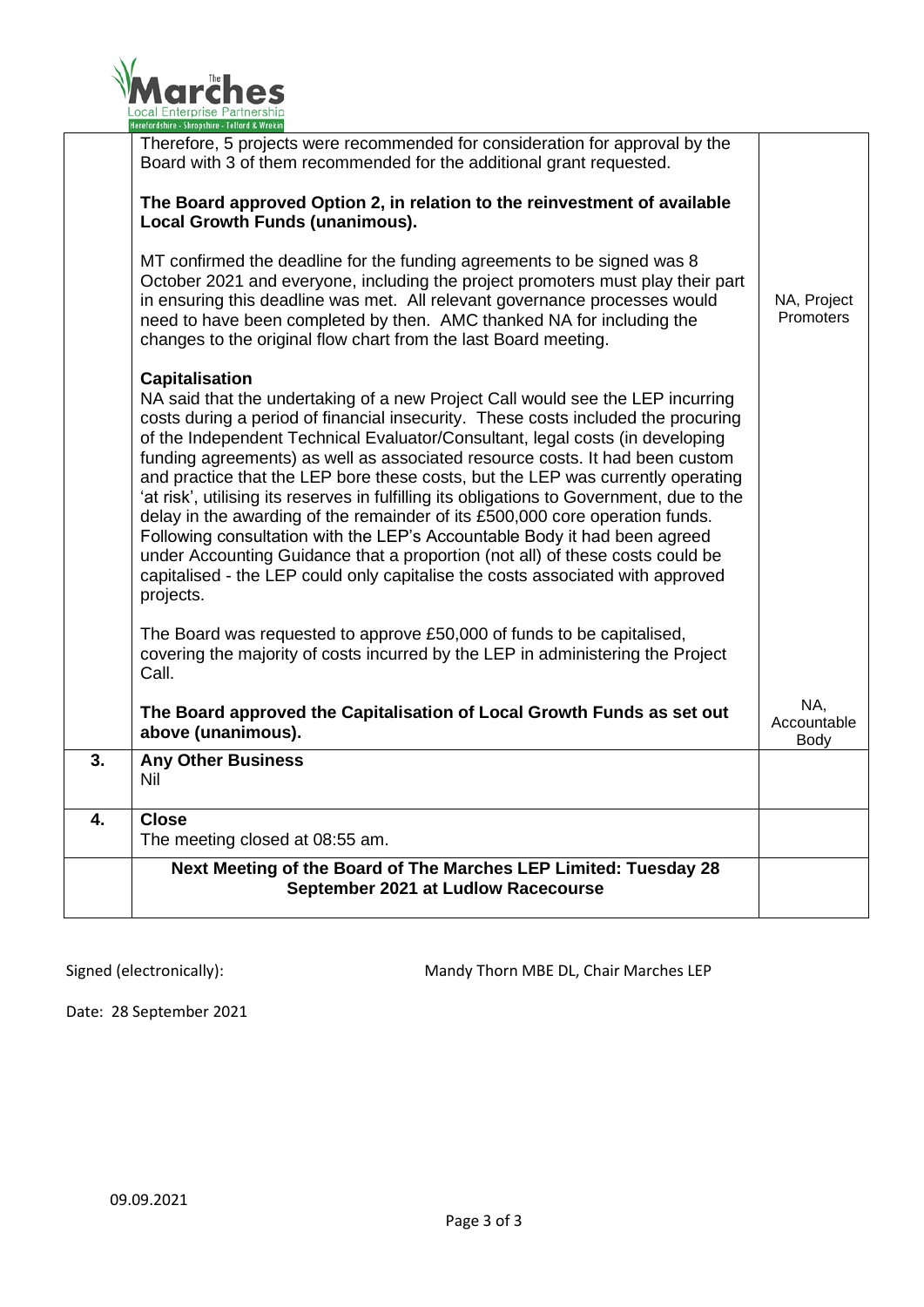| | | |
|---|---|---|
| | Therefore, 5 projects were recommended for consideration for approval by the Board with 3 of them recommended for the additional grant requested.<br><br>**The Board approved Option 2, in relation to the reinvestment of available Local Growth Funds (unanimous).**<br><br>MT confirmed the deadline for the funding agreements to be signed was 8 October 2021 and everyone, including the project promoters must play their part in ensuring this deadline was met. All relevant governance processes would need to have been completed by then. AMC thanked NA for including the changes to the original flow chart from the last Board meeting. | NA, Project Promoters |
| | **Capitalisation**<br>NA said that the undertaking of a new Project Call would see the LEP incurring costs during a period of financial insecurity. These costs included the procuring of the Independent Technical Evaluator/Consultant, legal costs (in developing funding agreements) as well as associated resource costs. It had been custom and practice that the LEP bore these costs, but the LEP was currently operating 'at risk', utilising its reserves in fulfilling its obligations to Government, due to the delay in the awarding of the remainder of its £500,000 core operation funds. Following consultation with the LEP's Accountable Body it had been agreed under Accounting Guidance that a proportion (not all) of these costs could be capitalised - the LEP could only capitalise the costs associated with approved projects.<br><br>The Board was requested to approve £50,000 of funds to be capitalised, covering the majority of costs incurred by the LEP in administering the Project Call.<br><br>**The Board approved the Capitalisation of Local Growth Funds as set out above (unanimous).** | NA, Accountable Body |
| **3.** | **Any Other Business**<br>Nil | |
| **4.** | **Close**<br>The meeting closed at 08:55 am. | |
| | **Next Meeting of the Board of The Marches LEP Limited: Tuesday 28 September 2021 at Ludlow Racecourse** | |

Signed (electronically): Mandy Thorn MBE DL, Chair Marches LEP

Date: 28 September 2021

09.09.2021